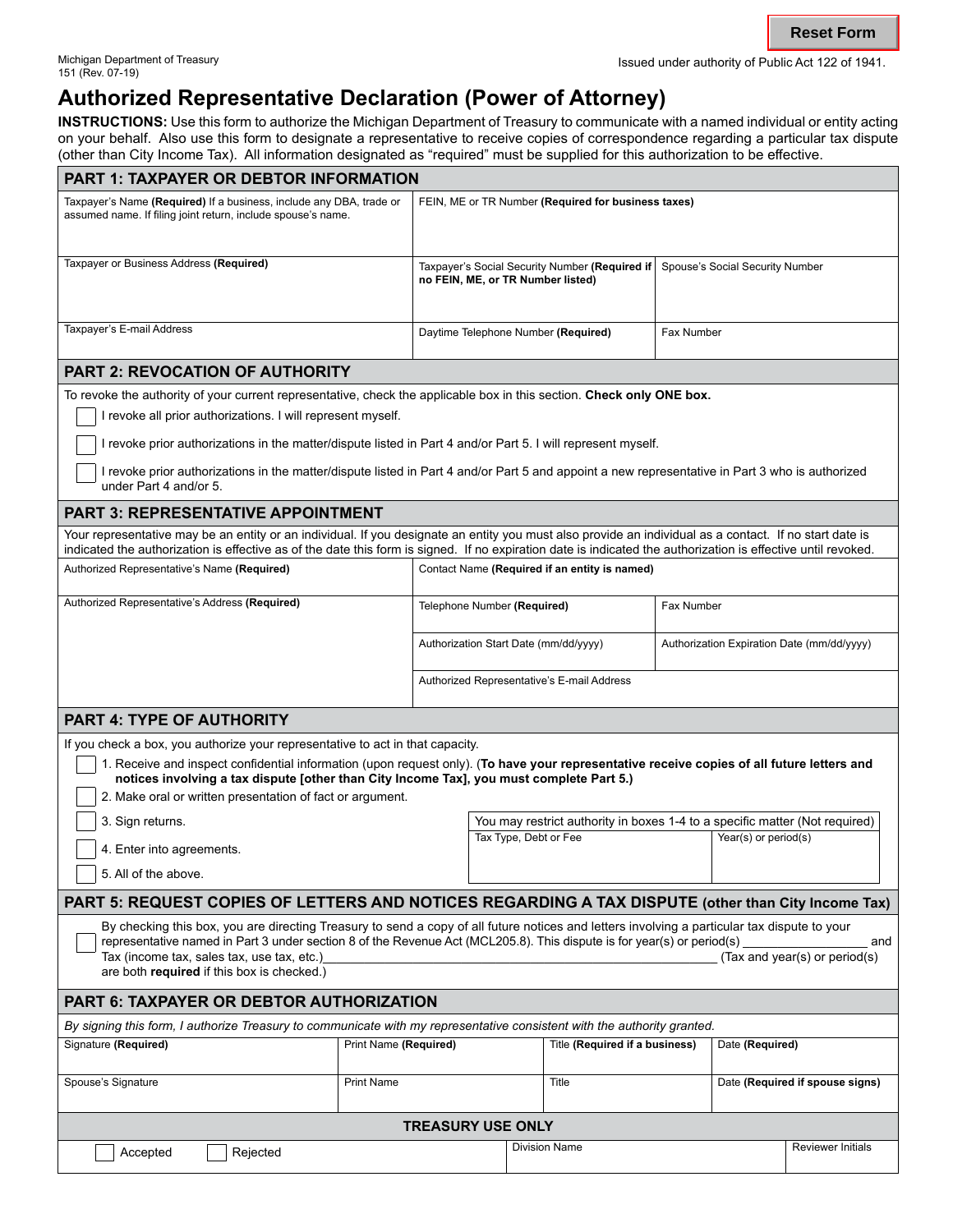Michigan Department of Treasury
151 (Rev. 07-19)

Issued under authority of Public Act 122 of 1941.

# Authorized Representative Declaration (Power of Attorney)

**INSTRUCTIONS:** Use this form to authorize the Michigan Department of Treasury to communicate with a named individual or entity acting on your behalf. Also use this form to designate a representative to receive copies of correspondence regarding a particular tax dispute (other than City Income Tax). All information designated as "required" must be supplied for this authorization to be effective.

## PART 1: TAXPAYER OR DEBTOR INFORMATION

| | | |
|---|---|---|
| Taxpayer's Name **(Required)** If a business, include any DBA, trade or assumed name. If filing joint return, include spouse's name. | FEIN, ME or TR Number **(Required for business taxes)** | |
| Taxpayer or Business Address **(Required)** | Taxpayer's Social Security Number **(Required if no FEIN, ME, or TR Number listed)** | Spouse's Social Security Number |
| Taxpayer's E-mail Address | Daytime Telephone Number **(Required)** | Fax Number |

## PART 2: REVOCATION OF AUTHORITY

To revoke the authority of your current representative, check the applicable box in this section. **Check only ONE box.**

- ☐ I revoke all prior authorizations. I will represent myself.
- ☐ I revoke prior authorizations in the matter/dispute listed in Part 4 and/or Part 5. I will represent myself.
- ☐ I revoke prior authorizations in the matter/dispute listed in Part 4 and/or Part 5 and appoint a new representative in Part 3 who is authorized under Part 4 and/or 5.

## PART 3: REPRESENTATIVE APPOINTMENT

Your representative may be an entity or an individual. If you designate an entity you must also provide an individual as a contact. If no start date is indicated the authorization is effective as of the date this form is signed. If no expiration date is indicated the authorization is effective until revoked.

| | | |
|---|---|---|
| Authorized Representative's Name **(Required)** | Contact Name **(Required if an entity is named)** | |
| Authorized Representative's Address **(Required)** | Telephone Number **(Required)** | Fax Number |
| | Authorization Start Date (mm/dd/yyyy) | Authorization Expiration Date (mm/dd/yyyy) |
| | Authorized Representative's E-mail Address | |

## PART 4: TYPE OF AUTHORITY

If you check a box, you authorize your representative to act in that capacity.

- ☐ 1. Receive and inspect confidential information (upon request only). (**To have your representative receive copies of all future letters and notices involving a tax dispute [other than City Income Tax], you must complete Part 5.)**
- ☐ 2. Make oral or written presentation of fact or argument.
- ☐ 3. Sign returns.
- ☐ 4. Enter into agreements.
- ☐ 5. All of the above.

| You may restrict authority in boxes 1-4 to a specific matter (Not required) | |
|---|---|
| Tax Type, Debt or Fee | Year(s) or period(s) |
| | |

## PART 5: REQUEST COPIES OF LETTERS AND NOTICES REGARDING A TAX DISPUTE (other than City Income Tax)

☐ By checking this box, you are directing Treasury to send a copy of all future notices and letters involving a particular tax dispute to your representative named in Part 3 under section 8 of the Revenue Act (MCL205.8). This dispute is for year(s) or period(s) ________________ and Tax (income tax, sales tax, use tax, etc.)________________________________________________ (Tax and year(s) or period(s) are both **required** if this box is checked.)

## PART 6: TAXPAYER OR DEBTOR AUTHORIZATION

*By signing this form, I authorize Treasury to communicate with my representative consistent with the authority granted.*

| | | | |
|---|---|---|---|
| Signature **(Required)** | Print Name **(Required)** | Title **(Required if a business)** | Date **(Required)** |
| Spouse's Signature | Print Name | Title | Date **(Required if spouse signs)** |

**TREASURY USE ONLY**

| | | |
|---|---|---|
| ☐ Accepted ☐ Rejected | Division Name | Reviewer Initials |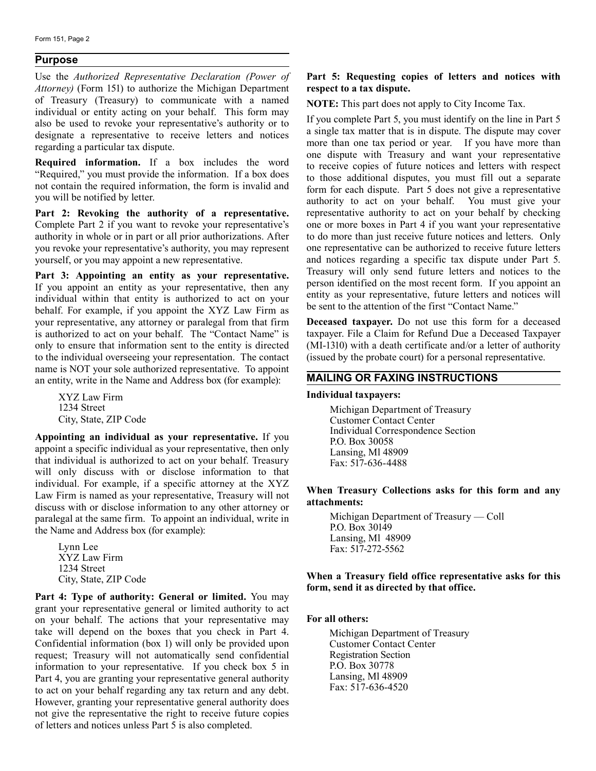## Purpose

Use the *Authorized Representative Declaration (Power of Attorney)* (Form 151) to authorize the Michigan Department of Treasury (Treasury) to communicate with a named individual or entity acting on your behalf. This form may also be used to revoke your representative's authority or to designate a representative to receive letters and notices regarding a particular tax dispute.

**Required information.** If a box includes the word "Required," you must provide the information. If a box does not contain the required information, the form is invalid and you will be notified by letter.

**Part 2: Revoking the authority of a representative.** Complete Part 2 if you want to revoke your representative's authority in whole or in part or all prior authorizations. After you revoke your representative's authority, you may represent yourself, or you may appoint a new representative.

**Part 3: Appointing an entity as your representative.** If you appoint an entity as your representative, then any individual within that entity is authorized to act on your behalf. For example, if you appoint the XYZ Law Firm as your representative, any attorney or paralegal from that firm is authorized to act on your behalf. The "Contact Name" is only to ensure that information sent to the entity is directed to the individual overseeing your representation. The contact name is NOT your sole authorized representative. To appoint an entity, write in the Name and Address box (for example):

XYZ Law Firm
1234 Street
City, State, ZIP Code

**Appointing an individual as your representative.** If you appoint a specific individual as your representative, then only that individual is authorized to act on your behalf. Treasury will only discuss with or disclose information to that individual. For example, if a specific attorney at the XYZ Law Firm is named as your representative, Treasury will not discuss with or disclose information to any other attorney or paralegal at the same firm. To appoint an individual, write in the Name and Address box (for example):

Lynn Lee
XYZ Law Firm
1234 Street
City, State, ZIP Code

**Part 4: Type of authority: General or limited.** You may grant your representative general or limited authority to act on your behalf. The actions that your representative may take will depend on the boxes that you check in Part 4. Confidential information (box 1) will only be provided upon request; Treasury will not automatically send confidential information to your representative. If you check box 5 in Part 4, you are granting your representative general authority to act on your behalf regarding any tax return and any debt. However, granting your representative general authority does not give the representative the right to receive future copies of letters and notices unless Part 5 is also completed.

**Part 5: Requesting copies of letters and notices with respect to a tax dispute.**

**NOTE:** This part does not apply to City Income Tax.

If you complete Part 5, you must identify on the line in Part 5 a single tax matter that is in dispute. The dispute may cover more than one tax period or year. If you have more than one dispute with Treasury and want your representative to receive copies of future notices and letters with respect to those additional disputes, you must fill out a separate form for each dispute. Part 5 does not give a representative authority to act on your behalf. You must give your representative authority to act on your behalf by checking one or more boxes in Part 4 if you want your representative to do more than just receive future notices and letters. Only one representative can be authorized to receive future letters and notices regarding a specific tax dispute under Part 5. Treasury will only send future letters and notices to the person identified on the most recent form. If you appoint an entity as your representative, future letters and notices will be sent to the attention of the first "Contact Name."

**Deceased taxpayer.** Do not use this form for a deceased taxpayer. File a Claim for Refund Due a Deceased Taxpayer (MI-1310) with a death certificate and/or a letter of authority (issued by the probate court) for a personal representative.

## MAILING OR FAXING INSTRUCTIONS

**Individual taxpayers:**

Michigan Department of Treasury
Customer Contact Center
Individual Correspondence Section
P.O. Box 30058
Lansing, MI 48909
Fax: 517-636-4488

**When Treasury Collections asks for this form and any attachments:**

Michigan Department of Treasury — Coll
P.O. Box 30149
Lansing, MI 48909
Fax: 517-272-5562

**When a Treasury field office representative asks for this form, send it as directed by that office.**

**For all others:**

Michigan Department of Treasury
Customer Contact Center
Registration Section
P.O. Box 30778
Lansing, MI 48909
Fax: 517-636-4520